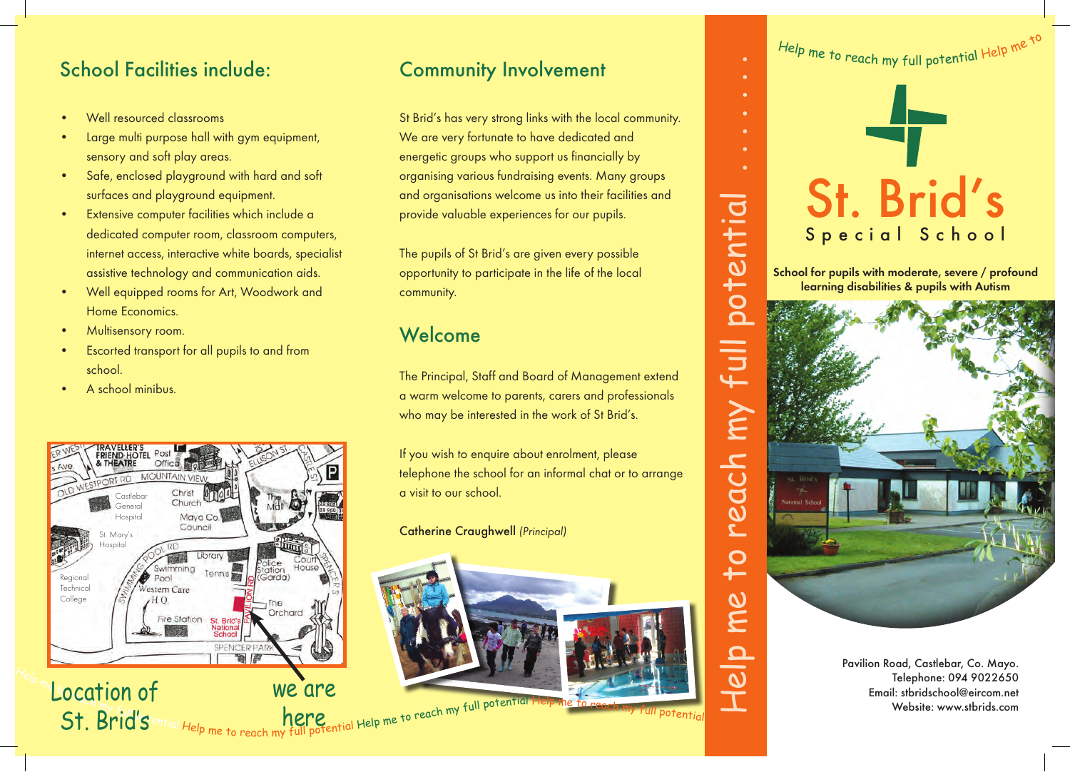## School Facilities include:

- Well resourced classrooms
- Large multi purpose hall with gym equipment, sensory and soft play areas.
- Safe, enclosed playground with hard and soft surfaces and playground equipment.
- Extensive computer facilities which include a dedicated computer room, classroom computers, internet access, interactive white boards, specialist assistive technology and communication aids.
- Well equipped rooms for Art, Woodwork and Home Economics.
- Multisensory room.
- Escorted transport for all pupils to and from school.
- A school minibus.

Location of St. Brid's — we are here

## Community Involvement

St Brid's has very strong links with the local community. We are very fortunate to have dedicated and energetic groups who support us financially by organising various fundraising events. Many groups and organisations welcome us into their facilities and provide valuable experiences for our pupils.

The pupils of St Brid's are given every possible opportunity to participate in the life of the local community.

## Welcome

The Principal, Staff and Board of Management extend a warm welcome to parents, carers and professionals who may be interested in the work of St Brid's.

If you wish to enquire about enrolment, please telephone the school for an informal chat or to arrange a visit to our school.

Catherine Craughwell *(Principal)*

Help me to reach my full potential

Help me to reach my full potential

# St. Brid's

## Special School

**School for pupils with moderate, severe / profound learning disabilities & pupils with Autism**

Pavilion Road, Castlebar, Co. Mayo.
Telephone: 094 9022650
Email: stbridschool@eircom.net
Website: www.stbrids.com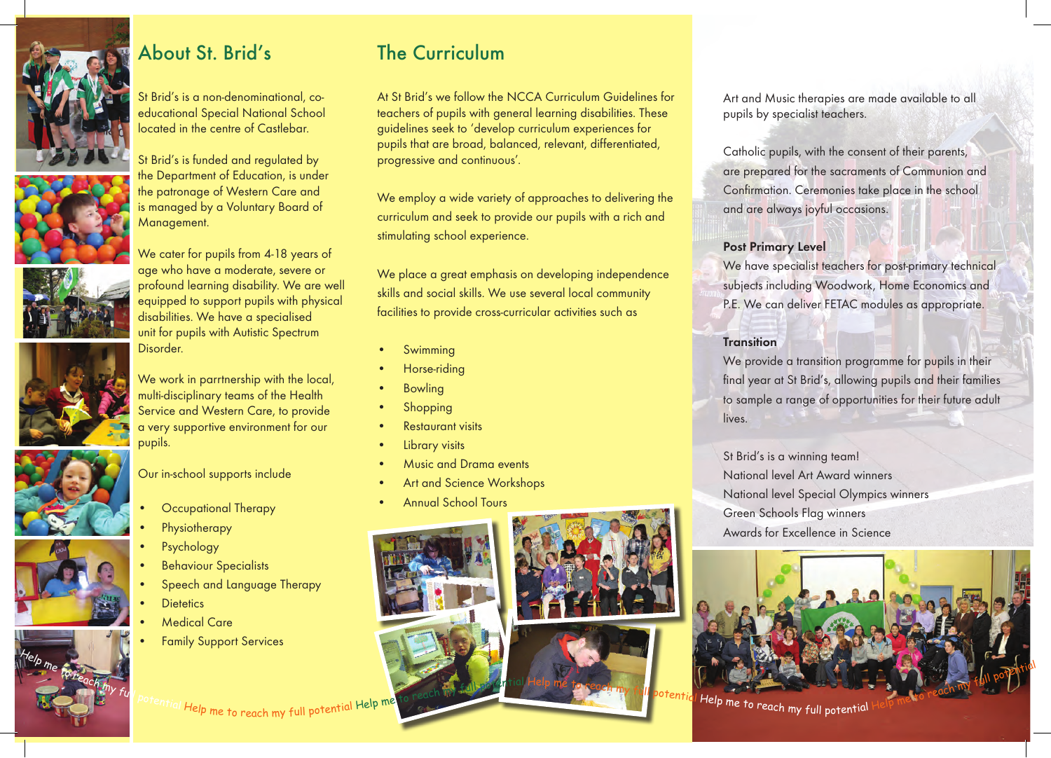## About St. Brid's

St Brid's is a non-denominational, co-educational Special National School located in the centre of Castlebar.

St Brid's is funded and regulated by the Department of Education, is under the patronage of Western Care and is managed by a Voluntary Board of Management.

We cater for pupils from 4-18 years of age who have a moderate, severe or profound learning disability. We are well equipped to support pupils with physical disabilities. We have a specialised unit for pupils with Autistic Spectrum Disorder.

We work in parrtnership with the local, multi-disciplinary teams of the Health Service and Western Care, to provide a very supportive environment for our pupils.

Our in-school supports include

- Occupational Therapy
- Physiotherapy
- Psychology
- Behaviour Specialists
- Speech and Language Therapy
- Dietetics
- Medical Care
- Family Support Services

## The Curriculum

At St Brid's we follow the NCCA Curriculum Guidelines for teachers of pupils with general learning disabilities. These guidelines seek to 'develop curriculum experiences for pupils that are broad, balanced, relevant, differentiated, progressive and continuous'.

We employ a wide variety of approaches to delivering the curriculum and seek to provide our pupils with a rich and stimulating school experience.

We place a great emphasis on developing independence skills and social skills. We use several local community facilities to provide cross-curricular activities such as

- Swimming
- Horse-riding
- Bowling
- Shopping
- Restaurant visits
- Library visits
- Music and Drama events
- Art and Science Workshops
- Annual School Tours

Art and Music therapies are made available to all pupils by specialist teachers.

Catholic pupils, with the consent of their parents, are prepared for the sacraments of Communion and Confirmation. Ceremonies take place in the school and are always joyful occasions.

**Post Primary Level**

We have specialist teachers for post-primary technical subjects including Woodwork, Home Economics and P.E. We can deliver FETAC modules as appropriate.

**Transition**

We provide a transition programme for pupils in their final year at St Brid's, allowing pupils and their families to sample a range of opportunities for their future adult lives.

St Brid's is a winning team!
National level Art Award winners
National level Special Olympics winners
Green Schools Flag winners
Awards for Excellence in Science

Help me to reach my full potential